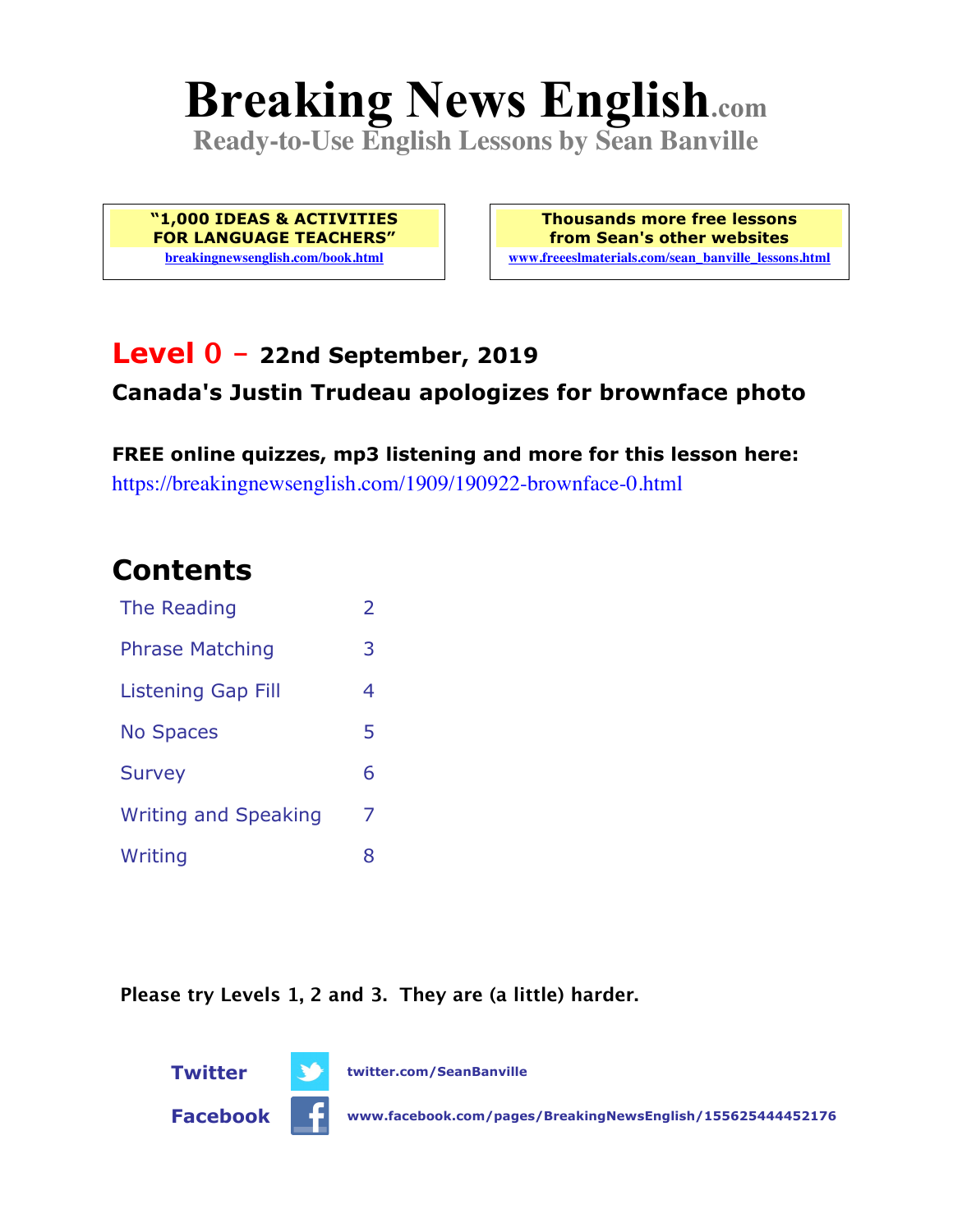# Breaking News English.com

**Ready-to-Use English Lessons by Sean Banville**

**"1,000 IDEAS & ACTIVITIES FOR LANGUAGE TEACHERS"**
breakingnewsenglish.com/book.html

**Thousands more free lessons from Sean's other websites**
www.freeeslmaterials.com/sean_banville_lessons.html

## Level 0 – 22nd September, 2019

### Canada's Justin Trudeau apologizes for brownface photo

**FREE online quizzes, mp3 listening and more for this lesson here:**
https://breakingnewsenglish.com/1909/190922-brownface-0.html

## Contents

| | |
|---|---|
| The Reading | 2 |
| Phrase Matching | 3 |
| Listening Gap Fill | 4 |
| No Spaces | 5 |
| Survey | 6 |
| Writing and Speaking | 7 |
| Writing | 8 |

**Please try Levels 1, 2 and 3. They are (a little) harder.**

**Twitter** twitter.com/SeanBanville

**Facebook** www.facebook.com/pages/BreakingNewsEnglish/155625444452176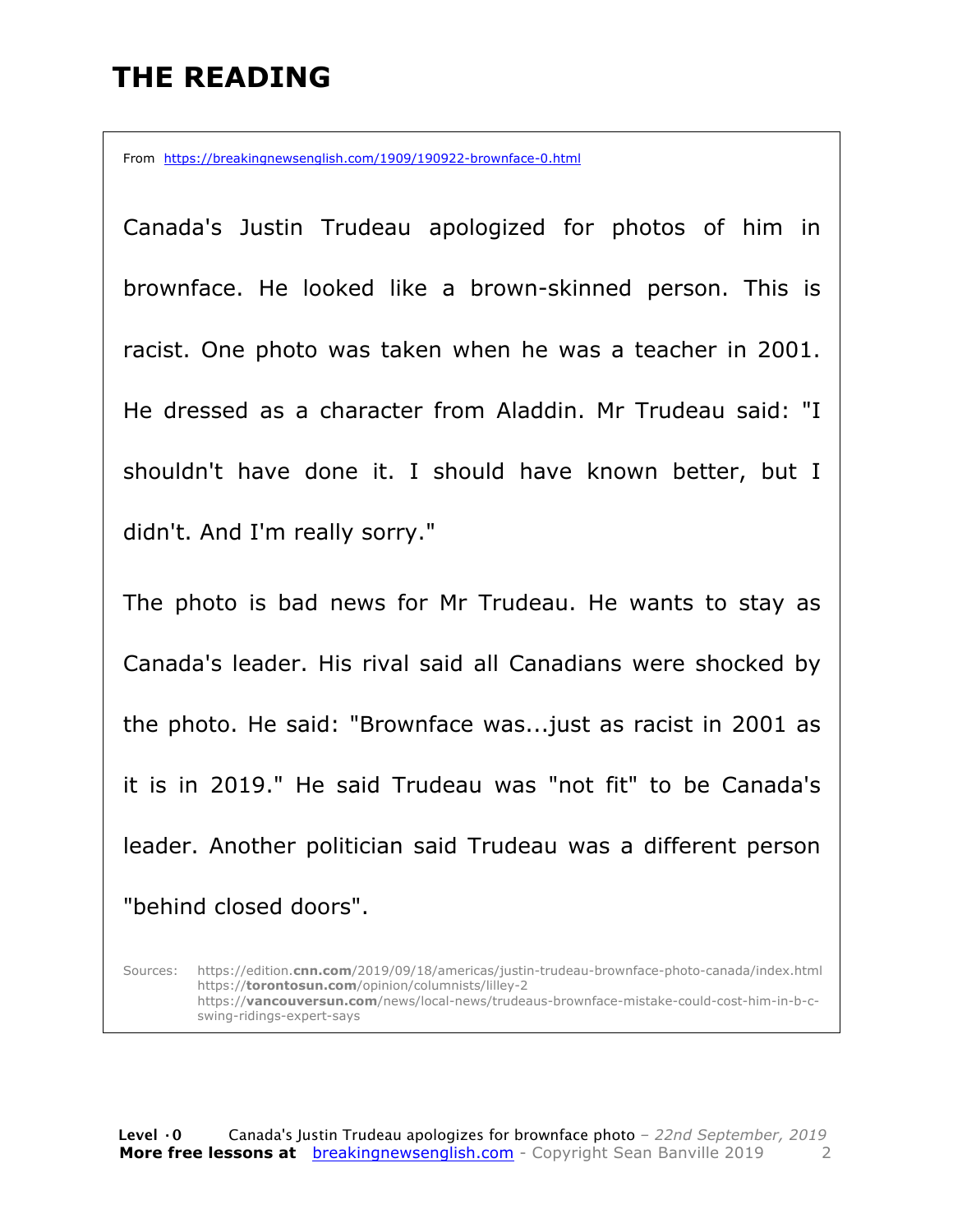# THE READING

From https://breakingnewsenglish.com/1909/190922-brownface-0.html

Canada's Justin Trudeau apologized for photos of him in brownface. He looked like a brown-skinned person. This is racist. One photo was taken when he was a teacher in 2001. He dressed as a character from Aladdin. Mr Trudeau said: "I shouldn't have done it. I should have known better, but I didn't. And I'm really sorry."

The photo is bad news for Mr Trudeau. He wants to stay as Canada's leader. His rival said all Canadians were shocked by the photo. He said: "Brownface was...just as racist in 2001 as it is in 2019." He said Trudeau was "not fit" to be Canada's leader. Another politician said Trudeau was a different person "behind closed doors".

Sources: https://edition.**cnn.com**/2019/09/18/americas/justin-trudeau-brownface-photo-canada/index.html
https://**torontosun.com**/opinion/columnists/lilley-2
https://**vancouversun.com**/news/local-news/trudeaus-brownface-mistake-could-cost-him-in-b-c-swing-ridings-expert-says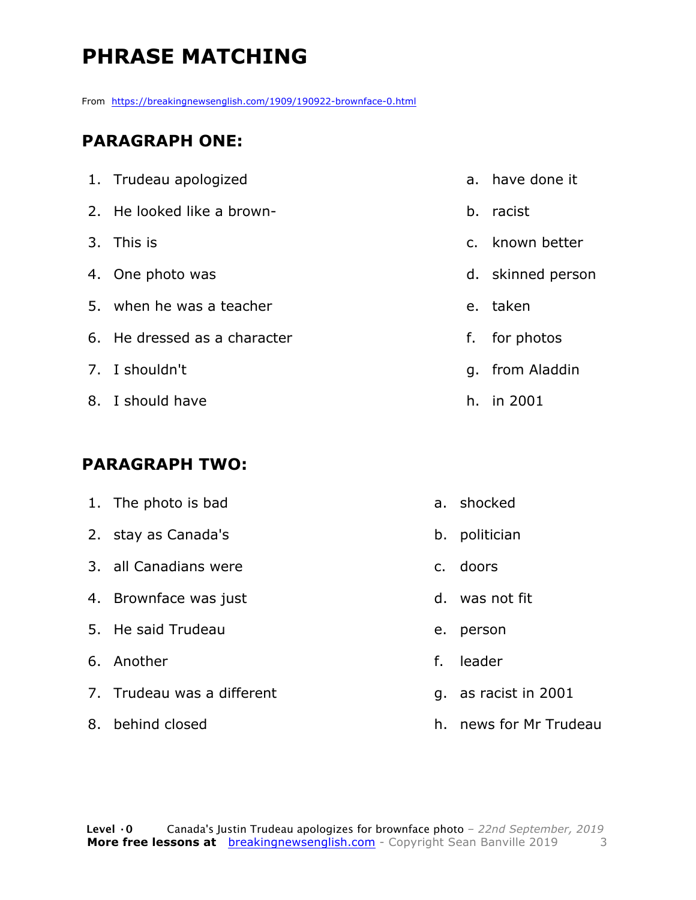# PHRASE MATCHING

From https://breakingnewsenglish.com/1909/190922-brownface-0.html

## PARAGRAPH ONE:

| | | | |
|---|---|---|---|
| 1. | Trudeau apologized | a. | have done it |
| 2. | He looked like a brown- | b. | racist |
| 3. | This is | c. | known better |
| 4. | One photo was | d. | skinned person |
| 5. | when he was a teacher | e. | taken |
| 6. | He dressed as a character | f. | for photos |
| 7. | I shouldn't | g. | from Aladdin |
| 8. | I should have | h. | in 2001 |

## PARAGRAPH TWO:

| | | | |
|---|---|---|---|
| 1. | The photo is bad | a. | shocked |
| 2. | stay as Canada's | b. | politician |
| 3. | all Canadians were | c. | doors |
| 4. | Brownface was just | d. | was not fit |
| 5. | He said Trudeau | e. | person |
| 6. | Another | f. | leader |
| 7. | Trudeau was a different | g. | as racist in 2001 |
| 8. | behind closed | h. | news for Mr Trudeau |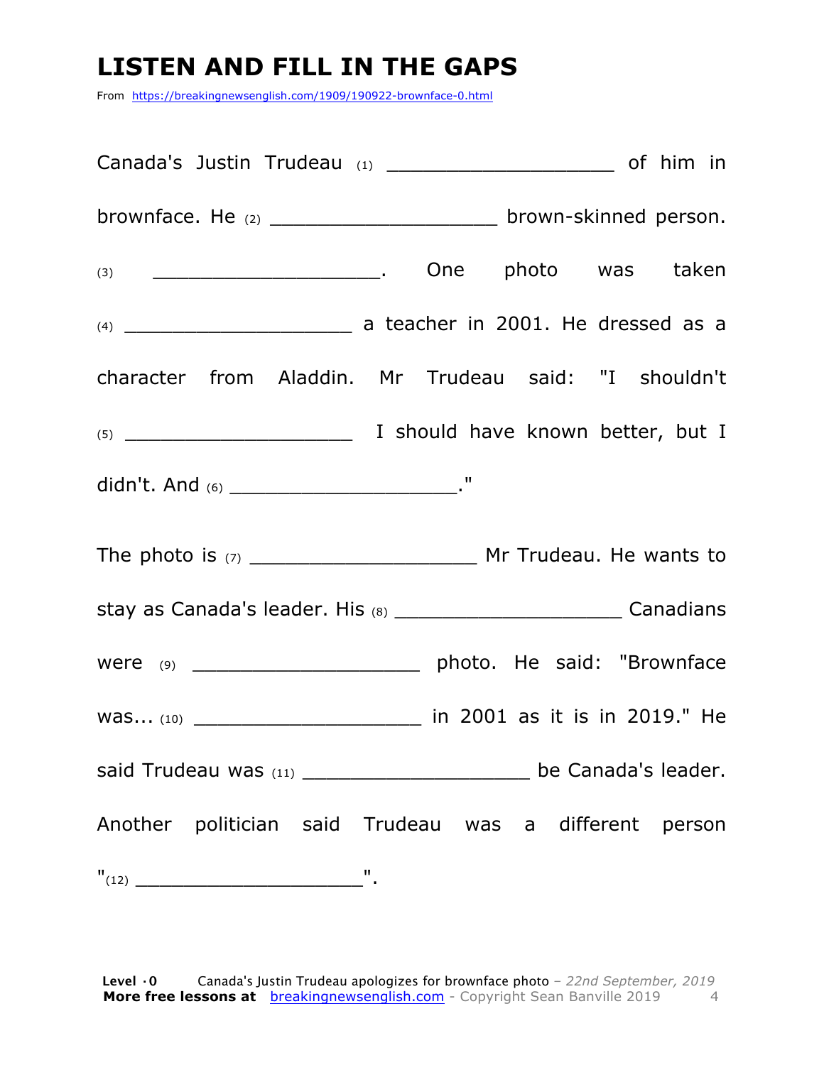# LISTEN AND FILL IN THE GAPS

From https://breakingnewsenglish.com/1909/190922-brownface-0.html

Canada's Justin Trudeau (1) ____________________ of him in brownface. He (2) ____________________ brown-skinned person. (3) ____________________. One photo was taken (4) ____________________ a teacher in 2001. He dressed as a character from Aladdin. Mr Trudeau said: "I shouldn't (5) ____________________ I should have known better, but I didn't. And (6) ____________________."

The photo is (7) ____________________ Mr Trudeau. He wants to stay as Canada's leader. His (8) ____________________ Canadians were (9) ____________________ photo. He said: "Brownface was... (10) ____________________ in 2001 as it is in 2019." He said Trudeau was (11) ____________________ be Canada's leader. Another politician said Trudeau was a different person "(12) ____________________".

**Level ·0** Canada's Justin Trudeau apologizes for brownface photo – *22nd September, 2019*
**More free lessons at** breakingnewsenglish.com - Copyright Sean Banville 2019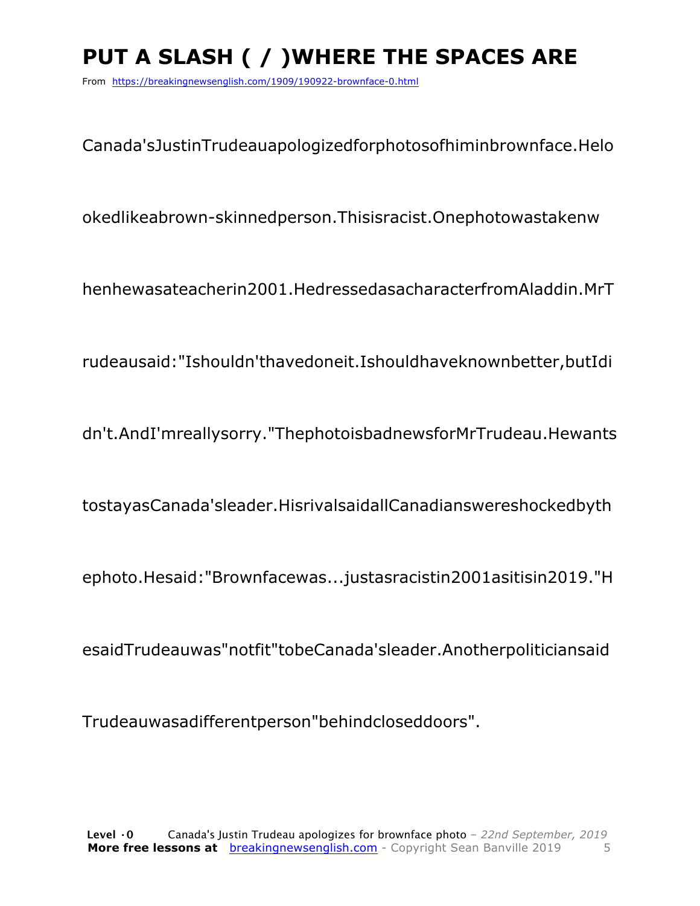# PUT A SLASH ( / )WHERE THE SPACES ARE

From https://breakingnewsenglish.com/1909/190922-brownface-0.html

Canada'sJustinTrudeauapologizedforphotosofhiminbrownface.Helo

okedlikeabrown-skinnedperson.Thisisracist.Onephotowastakenw

henhewasateacherin2001.HedressedasacharacterfromAladdin.MrT

rudeausaid:"Ishouldn'thavedoneit.Ishouldhaveknownbetter,butIdi

dn't.AndI'mreallysorry."ThephotoisbadnewsforMrTrudeau.Hewants

tostayasCanada'sleader.HisrivalsaidallCanadianswereshockedbyth

ephoto.Hesaid:"Brownfacewas...justasracistin2001asitisin2019."H

esaidTrudeauwas"notfit"tobeCanada'sleader.Anotherpoliticiansaid

Trudeauwasadifferentperson"behindcloseddoors".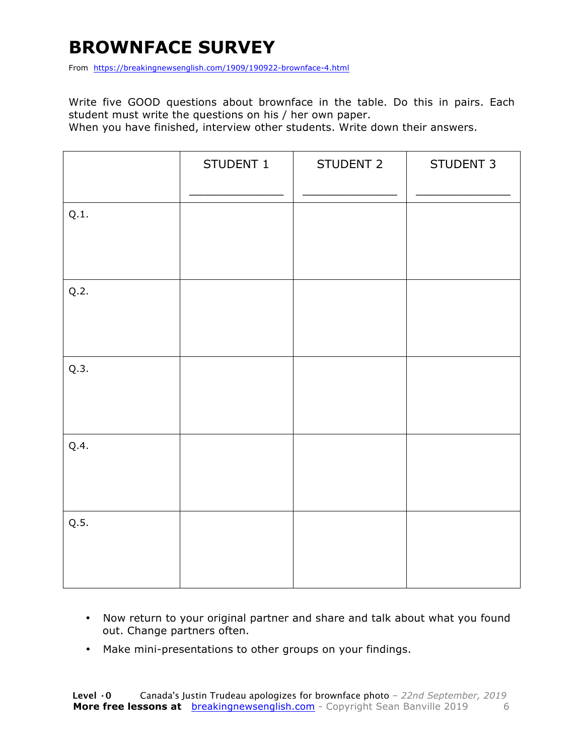# BROWNFACE SURVEY

From https://breakingnewsenglish.com/1909/190922-brownface-4.html

Write five GOOD questions about brownface in the table. Do this in pairs. Each student must write the questions on his / her own paper.
When you have finished, interview other students. Write down their answers.

| | STUDENT 1<br>_____________ | STUDENT 2<br>_____________ | STUDENT 3<br>_____________ |
|---|---|---|---|
| Q.1. | | | |
| Q.2. | | | |
| Q.3. | | | |
| Q.4. | | | |
| Q.5. | | | |

- Now return to your original partner and share and talk about what you found out. Change partners often.
- Make mini-presentations to other groups on your findings.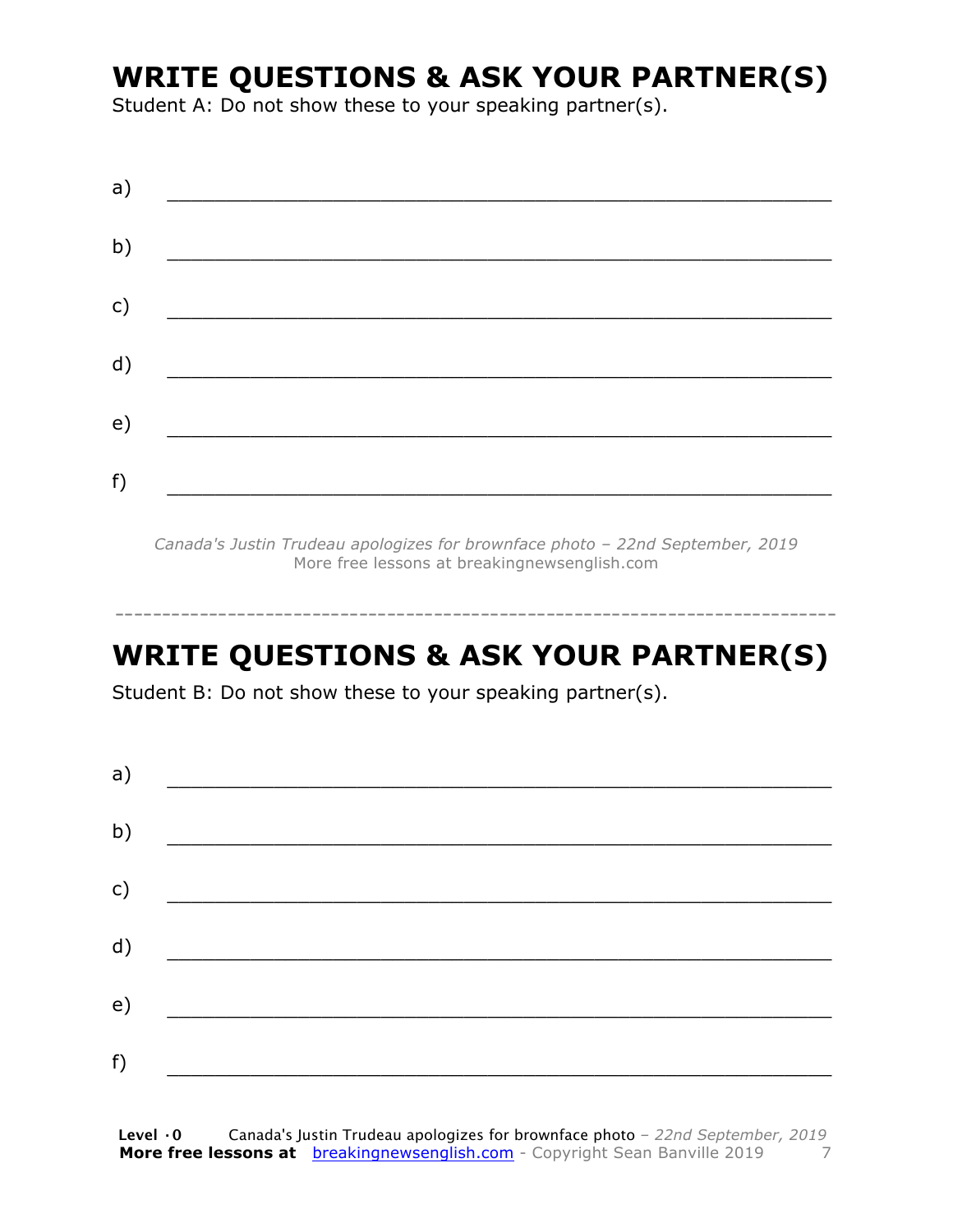## WRITE QUESTIONS & ASK YOUR PARTNER(S)

Student A: Do not show these to your speaking partner(s).

a) ________________________________________________________________

b) ________________________________________________________________

c) ________________________________________________________________

d) ________________________________________________________________

e) ________________________________________________________________

f) ________________________________________________________________

*Canada's Justin Trudeau apologizes for brownface photo – 22nd September, 2019*
More free lessons at breakingnewsenglish.com

---

## WRITE QUESTIONS & ASK YOUR PARTNER(S)

Student B: Do not show these to your speaking partner(s).

a) ________________________________________________________________

b) ________________________________________________________________

c) ________________________________________________________________

d) ________________________________________________________________

e) ________________________________________________________________

f) ________________________________________________________________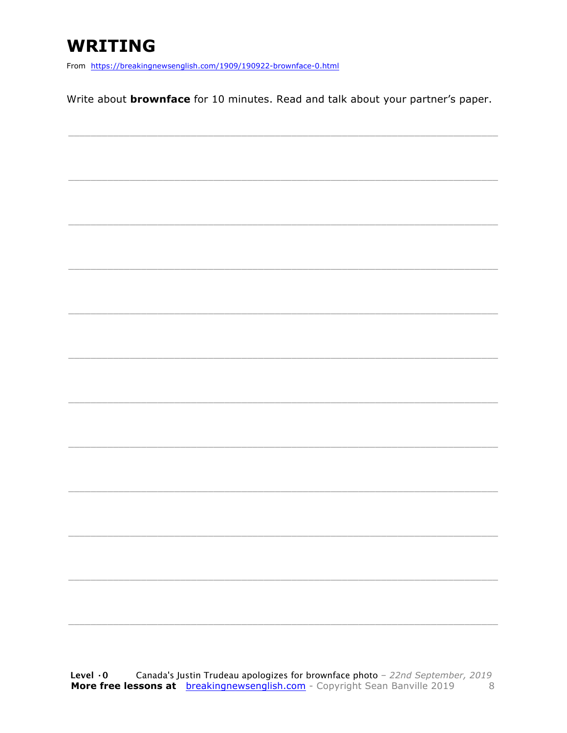# WRITING

From https://breakingnewsenglish.com/1909/190922-brownface-0.html

Write about **brownface** for 10 minutes. Read and talk about your partner's paper.